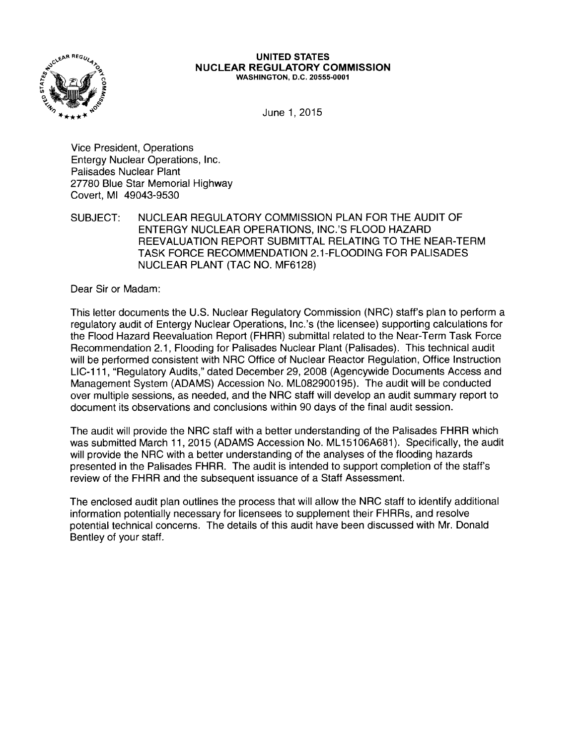**UNITED STATES**
**NUCLEAR REGULATORY COMMISSION**
**WASHINGTON, D.C. 20555-0001**

June 1, 2015

Vice President, Operations
Entergy Nuclear Operations, Inc.
Palisades Nuclear Plant
27780 Blue Star Memorial Highway
Covert, MI 49043-9530

SUBJECT: NUCLEAR REGULATORY COMMISSION PLAN FOR THE AUDIT OF ENTERGY NUCLEAR OPERATIONS, INC.'S FLOOD HAZARD REEVALUATION REPORT SUBMITTAL RELATING TO THE NEAR-TERM TASK FORCE RECOMMENDATION 2.1-FLOODING FOR PALISADES NUCLEAR PLANT (TAC NO. MF6128)

Dear Sir or Madam:

This letter documents the U.S. Nuclear Regulatory Commission (NRC) staff's plan to perform a regulatory audit of Entergy Nuclear Operations, Inc.'s (the licensee) supporting calculations for the Flood Hazard Reevaluation Report (FHRR) submittal related to the Near-Term Task Force Recommendation 2.1, Flooding for Palisades Nuclear Plant (Palisades). This technical audit will be performed consistent with NRC Office of Nuclear Reactor Regulation, Office Instruction LIC-111, "Regulatory Audits," dated December 29, 2008 (Agencywide Documents Access and Management System (ADAMS) Accession No. ML082900195). The audit will be conducted over multiple sessions, as needed, and the NRC staff will develop an audit summary report to document its observations and conclusions within 90 days of the final audit session.

The audit will provide the NRC staff with a better understanding of the Palisades FHRR which was submitted March 11, 2015 (ADAMS Accession No. ML15106A681). Specifically, the audit will provide the NRC with a better understanding of the analyses of the flooding hazards presented in the Palisades FHRR. The audit is intended to support completion of the staff's review of the FHRR and the subsequent issuance of a Staff Assessment.

The enclosed audit plan outlines the process that will allow the NRC staff to identify additional information potentially necessary for licensees to supplement their FHRRs, and resolve potential technical concerns. The details of this audit have been discussed with Mr. Donald Bentley of your staff.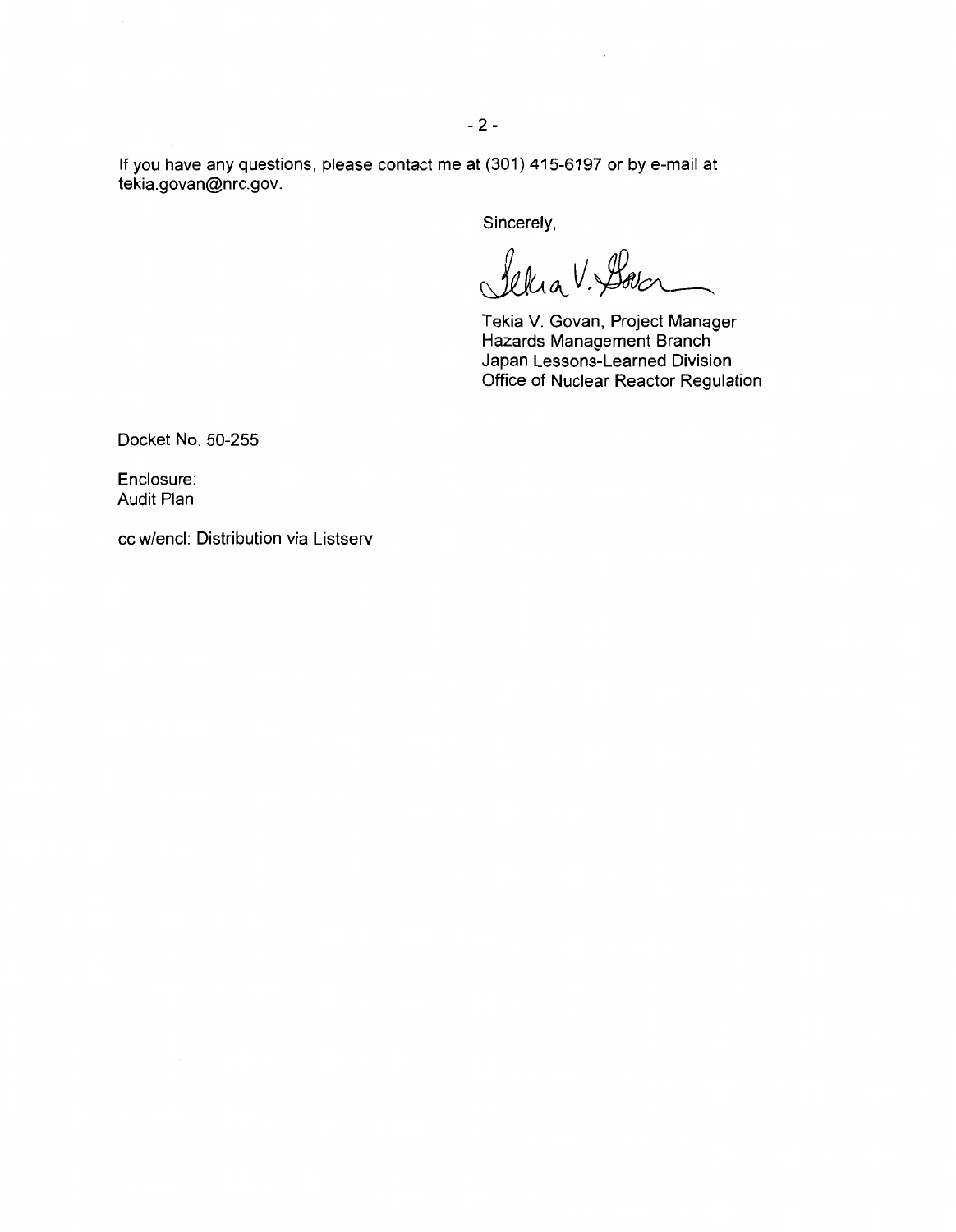If you have any questions, please contact me at (301) 415-6197 or by e-mail at tekia.govan@nrc.gov.

Sincerely,

Tekia V. Govan, Project Manager
Hazards Management Branch
Japan Lessons-Learned Division
Office of Nuclear Reactor Regulation

Docket No. 50-255

Enclosure:
Audit Plan

cc w/encl: Distribution via Listserv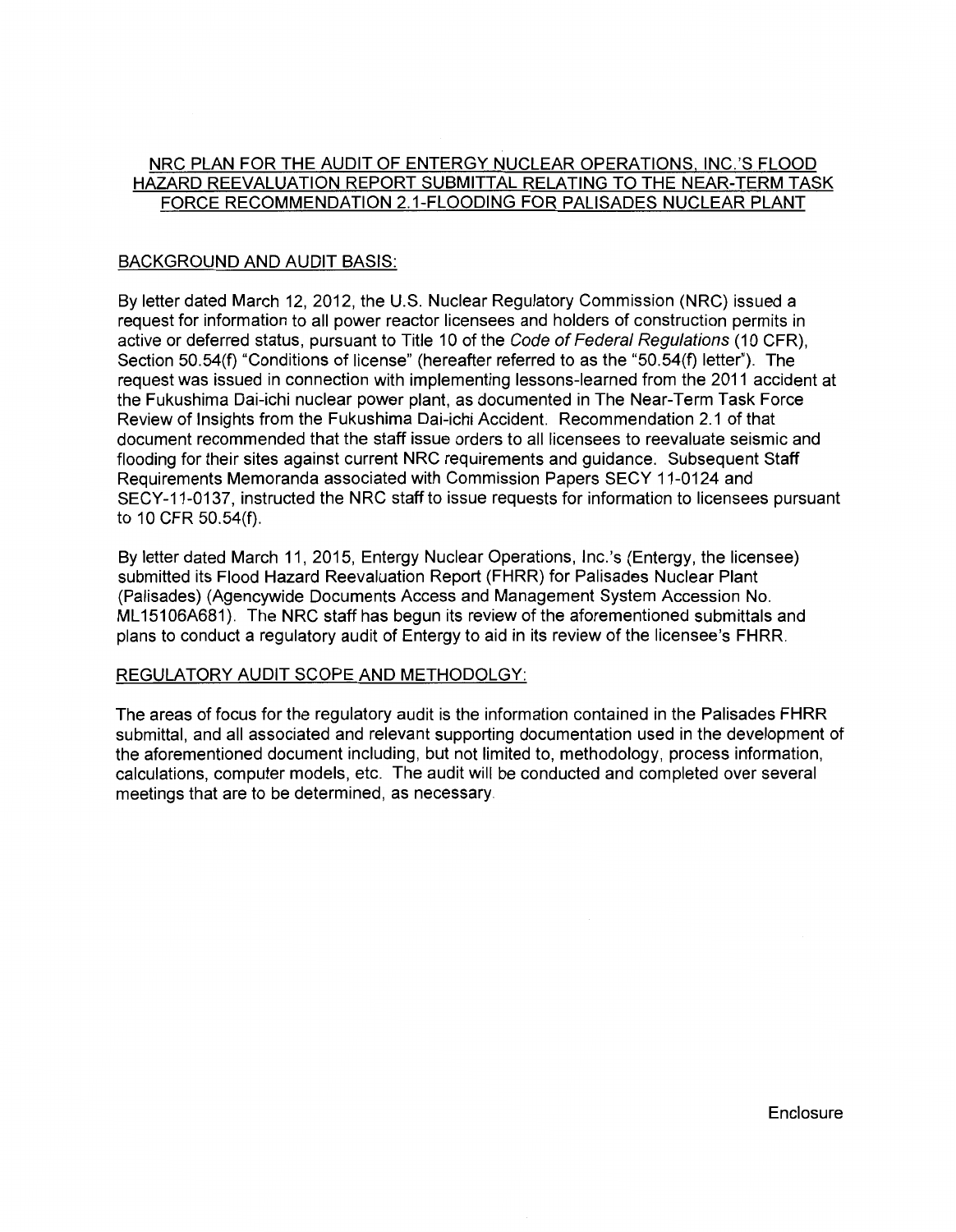# NRC PLAN FOR THE AUDIT OF ENTERGY NUCLEAR OPERATIONS, INC.'S FLOOD HAZARD REEVALUATION REPORT SUBMITTAL RELATING TO THE NEAR-TERM TASK FORCE RECOMMENDATION 2.1-FLOODING FOR PALISADES NUCLEAR PLANT

## BACKGROUND AND AUDIT BASIS:

By letter dated March 12, 2012, the U.S. Nuclear Regulatory Commission (NRC) issued a request for information to all power reactor licensees and holders of construction permits in active or deferred status, pursuant to Title 10 of the *Code of Federal Regulations* (10 CFR), Section 50.54(f) "Conditions of license" (hereafter referred to as the "50.54(f) letter"). The request was issued in connection with implementing lessons-learned from the 2011 accident at the Fukushima Dai-ichi nuclear power plant, as documented in The Near-Term Task Force Review of Insights from the Fukushima Dai-ichi Accident. Recommendation 2.1 of that document recommended that the staff issue orders to all licensees to reevaluate seismic and flooding for their sites against current NRC requirements and guidance. Subsequent Staff Requirements Memoranda associated with Commission Papers SECY 11-0124 and SECY-11-0137, instructed the NRC staff to issue requests for information to licensees pursuant to 10 CFR 50.54(f).

By letter dated March 11, 2015, Entergy Nuclear Operations, Inc.'s (Entergy, the licensee) submitted its Flood Hazard Reevaluation Report (FHRR) for Palisades Nuclear Plant (Palisades) (Agencywide Documents Access and Management System Accession No. ML15106A681). The NRC staff has begun its review of the aforementioned submittals and plans to conduct a regulatory audit of Entergy to aid in its review of the licensee's FHRR.

## REGULATORY AUDIT SCOPE AND METHODOLGY:

The areas of focus for the regulatory audit is the information contained in the Palisades FHRR submittal, and all associated and relevant supporting documentation used in the development of the aforementioned document including, but not limited to, methodology, process information, calculations, computer models, etc. The audit will be conducted and completed over several meetings that are to be determined, as necessary.

Enclosure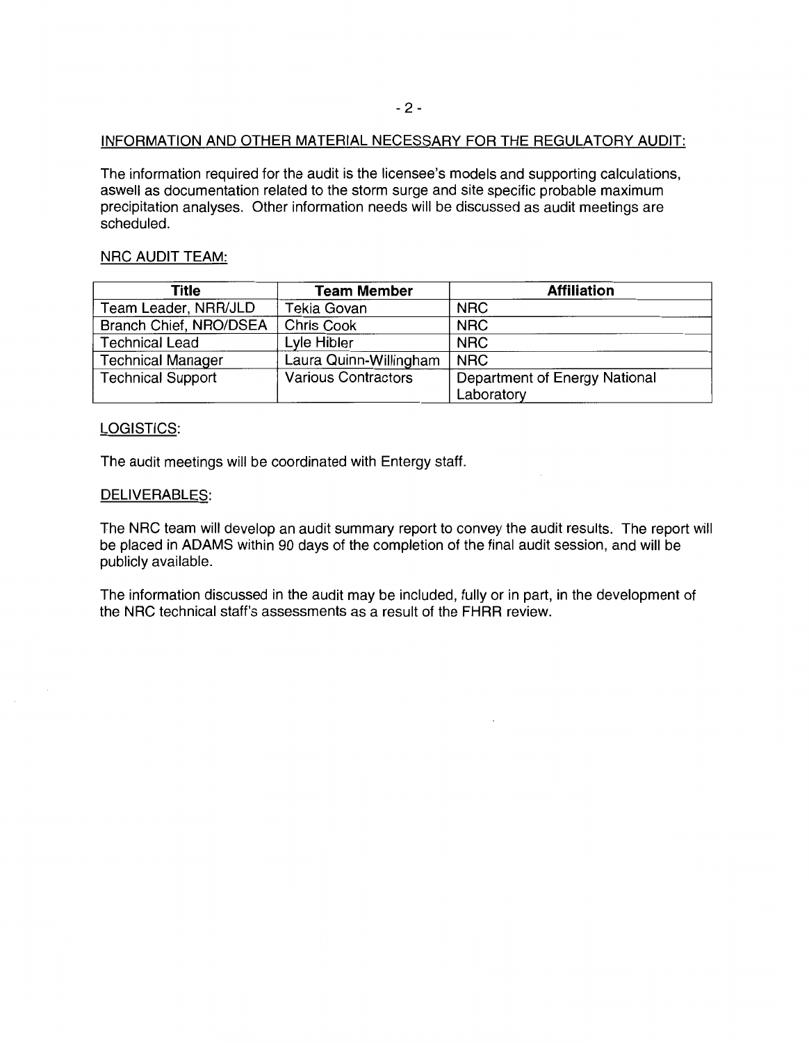INFORMATION AND OTHER MATERIAL NECESSARY FOR THE REGULATORY AUDIT:

The information required for the audit is the licensee's models and supporting calculations, aswell as documentation related to the storm surge and site specific probable maximum precipitation analyses. Other information needs will be discussed as audit meetings are scheduled.

NRC AUDIT TEAM:

| Title | Team Member | Affiliation |
|---|---|---|
| Team Leader, NRR/JLD | Tekia Govan | NRC |
| Branch Chief, NRO/DSEA | Chris Cook | NRC |
| Technical Lead | Lyle Hibler | NRC |
| Technical Manager | Laura Quinn-Willingham | NRC |
| Technical Support | Various Contractors | Department of Energy National Laboratory |

LOGISTICS:

The audit meetings will be coordinated with Entergy staff.

DELIVERABLES:

The NRC team will develop an audit summary report to convey the audit results. The report will be placed in ADAMS within 90 days of the completion of the final audit session, and will be publicly available.

The information discussed in the audit may be included, fully or in part, in the development of the NRC technical staff's assessments as a result of the FHRR review.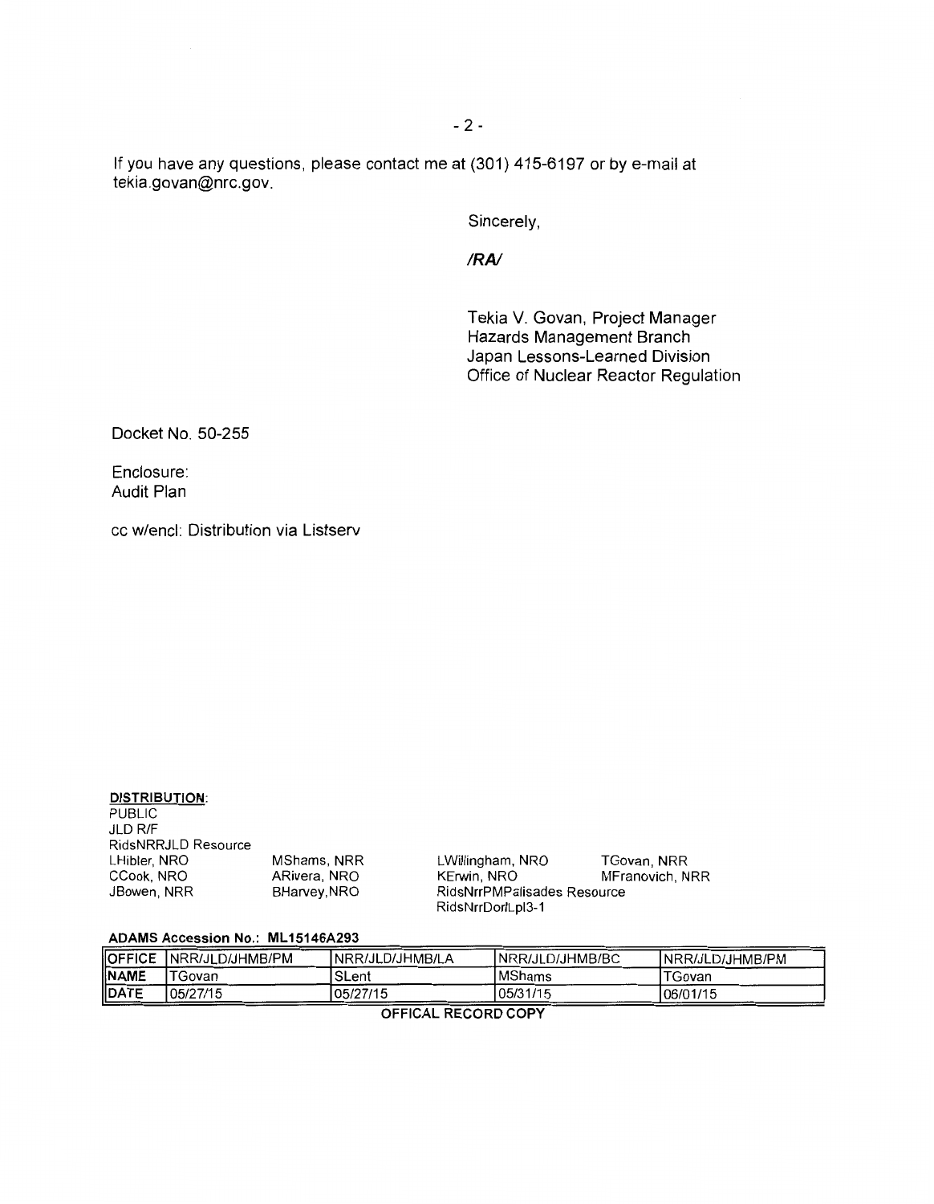If you have any questions, please contact me at (301) 415-6197 or by e-mail at tekia.govan@nrc.gov.

Sincerely,

***/RA/***

Tekia V. Govan, Project Manager
Hazards Management Branch
Japan Lessons-Learned Division
Office of Nuclear Reactor Regulation

Docket No. 50-255

Enclosure:
Audit Plan

cc w/encl: Distribution via Listserv

**DISTRIBUTION:**

PUBLIC
JLD R/F
RidsNRRJLD Resource

| | | | |
|---|---|---|---|
| LHibler, NRO | MShams, NRR | LWillingham, NRO | TGovan, NRR |
| CCook, NRO | ARivera, NRO | KErwin, NRO | MFranovich, NRR |
| JBowen, NRR | BHarvey,NRO | RidsNrrPMPalisades Resource | |
| | | RidsNrrDorlLpl3-1 | |

**ADAMS Accession No.: ML15146A293**

| OFFICE | NRR/JLD/JHMB/PM | NRR/JLD/JHMB/LA | NRR/JLD/JHMB/BC | NRR/JLD/JHMB/PM |
|---|---|---|---|---|
| NAME | TGovan | SLent | MShams | TGovan |
| DATE | 05/27/15 | 05/27/15 | 05/31/15 | 06/01/15 |

**OFFICAL RECORD COPY**